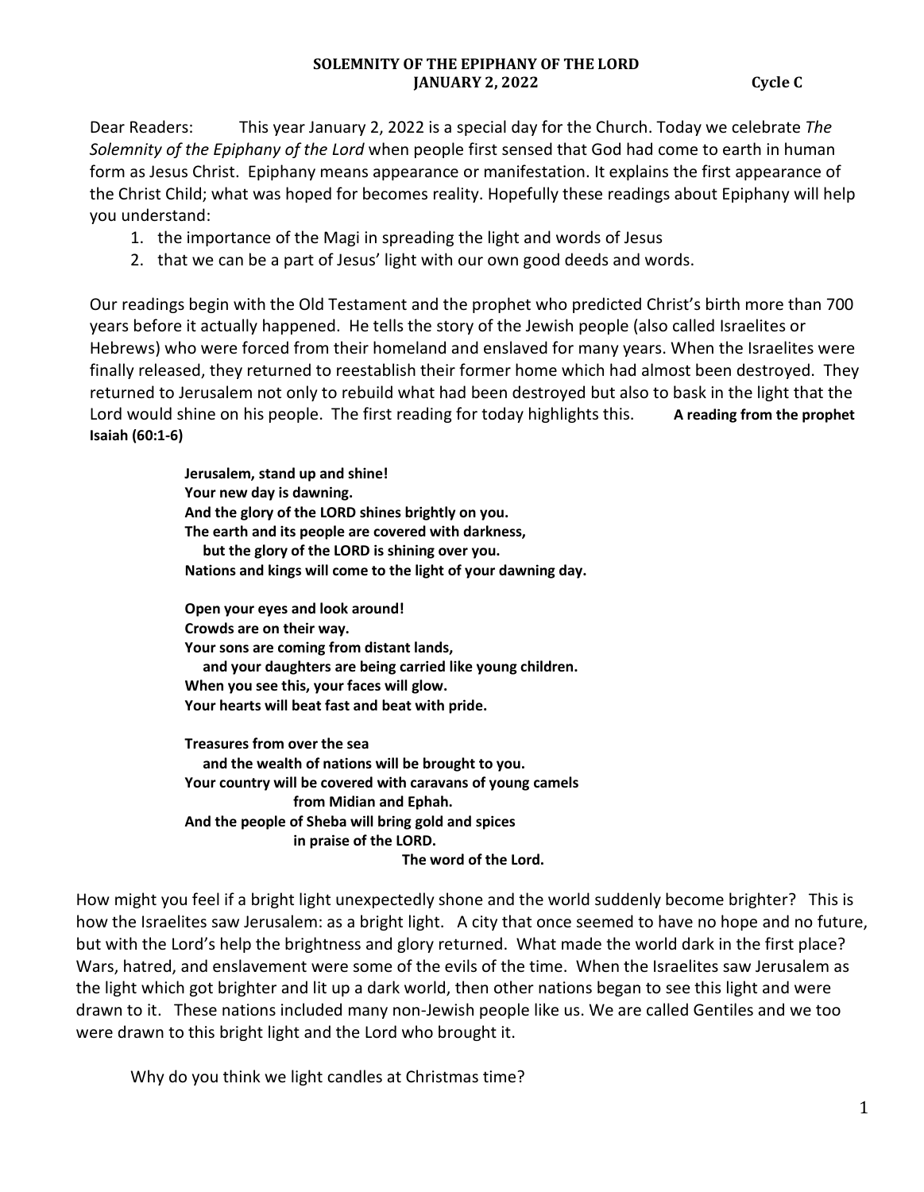**SOLEMNITY OF THE EPIPHANY OF THE LORD**
**JANUARY 2, 2022** **Cycle C**

Dear Readers: This year January 2, 2022 is a special day for the Church. Today we celebrate *The Solemnity of the Epiphany of the Lord* when people first sensed that God had come to earth in human form as Jesus Christ. Epiphany means appearance or manifestation. It explains the first appearance of the Christ Child; what was hoped for becomes reality. Hopefully these readings about Epiphany will help you understand:

1. the importance of the Magi in spreading the light and words of Jesus
2. that we can be a part of Jesus' light with our own good deeds and words.

Our readings begin with the Old Testament and the prophet who predicted Christ's birth more than 700 years before it actually happened. He tells the story of the Jewish people (also called Israelites or Hebrews) who were forced from their homeland and enslaved for many years. When the Israelites were finally released, they returned to reestablish their former home which had almost been destroyed. They returned to Jerusalem not only to rebuild what had been destroyed but also to bask in the light that the Lord would shine on his people. The first reading for today highlights this. **A reading from the prophet Isaiah (60:1-6)**

**Jerusalem, stand up and shine!**
**Your new day is dawning.**
**And the glory of the LORD shines brightly on you.**
**The earth and its people are covered with darkness,**
**but the glory of the LORD is shining over you.**
**Nations and kings will come to the light of your dawning day.**

**Open your eyes and look around!**
**Crowds are on their way.**
**Your sons are coming from distant lands,**
**and your daughters are being carried like young children.**
**When you see this, your faces will glow.**
**Your hearts will beat fast and beat with pride.**

**Treasures from over the sea**
**and the wealth of nations will be brought to you.**
**Your country will be covered with caravans of young camels**
**from Midian and Ephah.**
**And the people of Sheba will bring gold and spices**
**in praise of the LORD.**
**The word of the Lord.**

How might you feel if a bright light unexpectedly shone and the world suddenly become brighter? This is how the Israelites saw Jerusalem: as a bright light. A city that once seemed to have no hope and no future, but with the Lord's help the brightness and glory returned. What made the world dark in the first place? Wars, hatred, and enslavement were some of the evils of the time. When the Israelites saw Jerusalem as the light which got brighter and lit up a dark world, then other nations began to see this light and were drawn to it. These nations included many non-Jewish people like us. We are called Gentiles and we too were drawn to this bright light and the Lord who brought it.

Why do you think we light candles at Christmas time?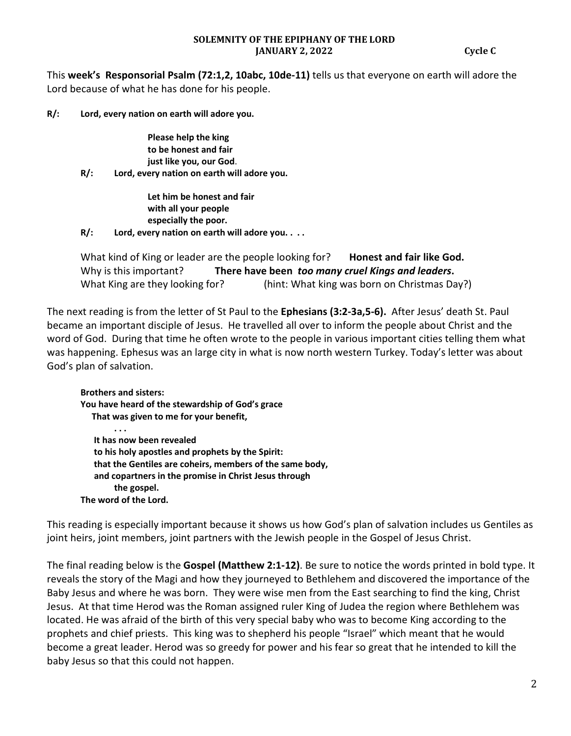**SOLEMNITY OF THE EPIPHANY OF THE LORD**
**JANUARY 2, 2022** **Cycle C**

This **week's Responsorial Psalm (72:1,2, 10abc, 10de-11)** tells us that everyone on earth will adore the Lord because of what he has done for his people.

**R/: Lord, every nation on earth will adore you.**

> **Please help the king**
> **to be honest and fair**
> **just like you, our God**.

**R/: Lord, every nation on earth will adore you.**

> **Let him be honest and fair**
> **with all your people**
> **especially the poor.**

**R/: Lord, every nation on earth will adore you. . . .**

What kind of King or leader are the people looking for? **Honest and fair like God.**
Why is this important? **There have been *too many cruel Kings and leaders*.**
What King are they looking for? (hint: What king was born on Christmas Day?)

The next reading is from the letter of St Paul to the **Ephesians (3:2-3a,5-6).** After Jesus' death St. Paul became an important disciple of Jesus. He travelled all over to inform the people about Christ and the word of God. During that time he often wrote to the people in various important cities telling them what was happening. Ephesus was an large city in what is now north western Turkey. Today's letter was about God's plan of salvation.

> **Brothers and sisters:**
> **You have heard of the stewardship of God's grace**
> **That was given to me for your benefit,**
> **. . .**
> **It has now been revealed**
> **to his holy apostles and prophets by the Spirit:**
> **that the Gentiles are coheirs, members of the same body,**
> **and copartners in the promise in Christ Jesus through**
> **the gospel.**
> **The word of the Lord.**

This reading is especially important because it shows us how God's plan of salvation includes us Gentiles as joint heirs, joint members, joint partners with the Jewish people in the Gospel of Jesus Christ.

The final reading below is the **Gospel (Matthew 2:1-12)**. Be sure to notice the words printed in bold type. It reveals the story of the Magi and how they journeyed to Bethlehem and discovered the importance of the Baby Jesus and where he was born. They were wise men from the East searching to find the king, Christ Jesus. At that time Herod was the Roman assigned ruler King of Judea the region where Bethlehem was located. He was afraid of the birth of this very special baby who was to become King according to the prophets and chief priests. This king was to shepherd his people "Israel" which meant that he would become a great leader. Herod was so greedy for power and his fear so great that he intended to kill the baby Jesus so that this could not happen.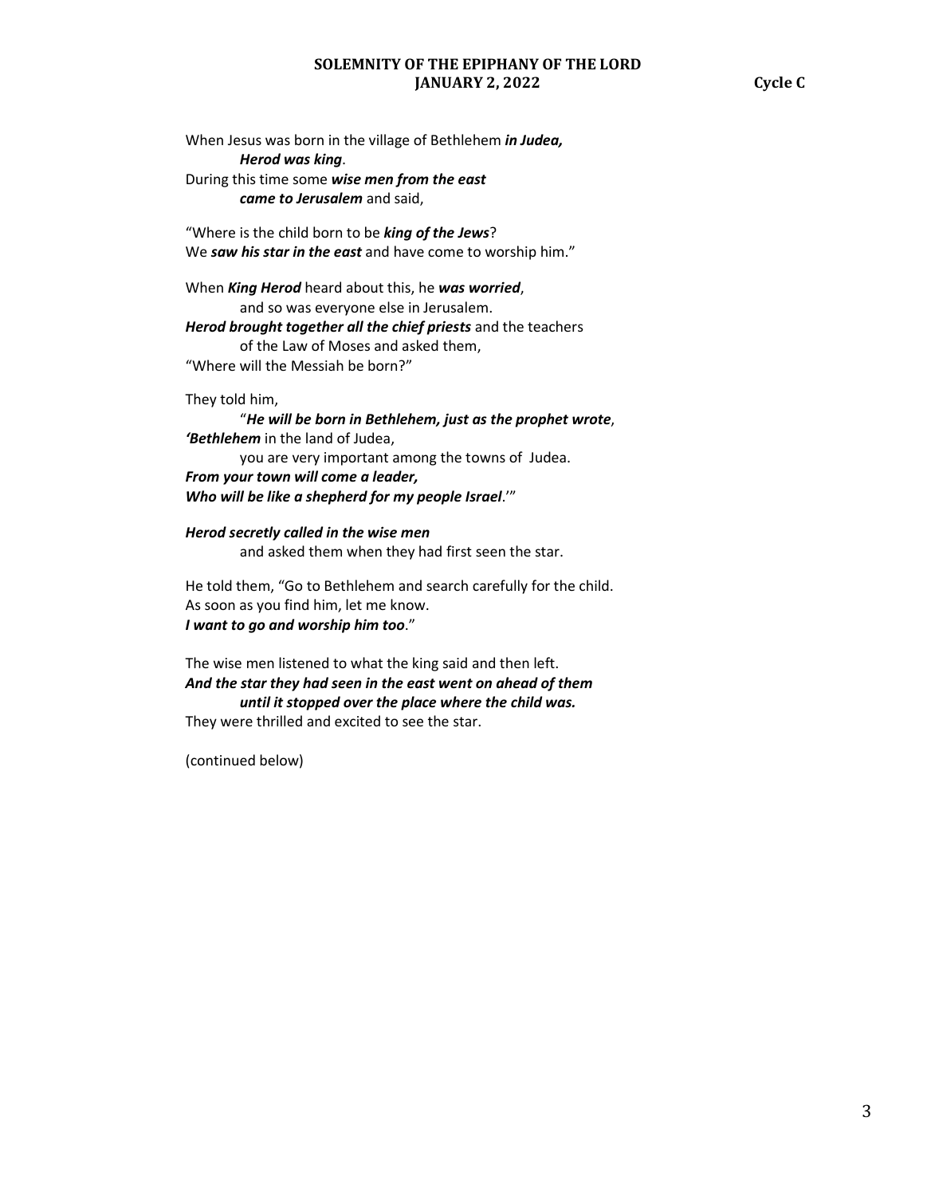**SOLEMNITY OF THE EPIPHANY OF THE LORD**
**JANUARY 2, 2022** **Cycle C**

When Jesus was born in the village of Bethlehem ***in Judea,***
***Herod was king***.
During this time some ***wise men from the east***
***came to Jerusalem*** and said,

"Where is the child born to be ***king of the Jews***?
We ***saw his star in the east*** and have come to worship him."

When ***King Herod*** heard about this, he ***was worried***,
and so was everyone else in Jerusalem.
***Herod brought together all the chief priests*** and the teachers
of the Law of Moses and asked them,
"Where will the Messiah be born?"

They told him,
"***He will be born in Bethlehem, just as the prophet wrote***,
***'Bethlehem*** in the land of Judea,
you are very important among the towns of Judea.
***From your town will come a leader,***
***Who will be like a shepherd for my people Israel***.'"

***Herod secretly called in the wise men***
and asked them when they had first seen the star.

He told them, "Go to Bethlehem and search carefully for the child.
As soon as you find him, let me know.
***I want to go and worship him too***."

The wise men listened to what the king said and then left.
***And the star they had seen in the east went on ahead of them***
***until it stopped over the place where the child was.***
They were thrilled and excited to see the star.

(continued below)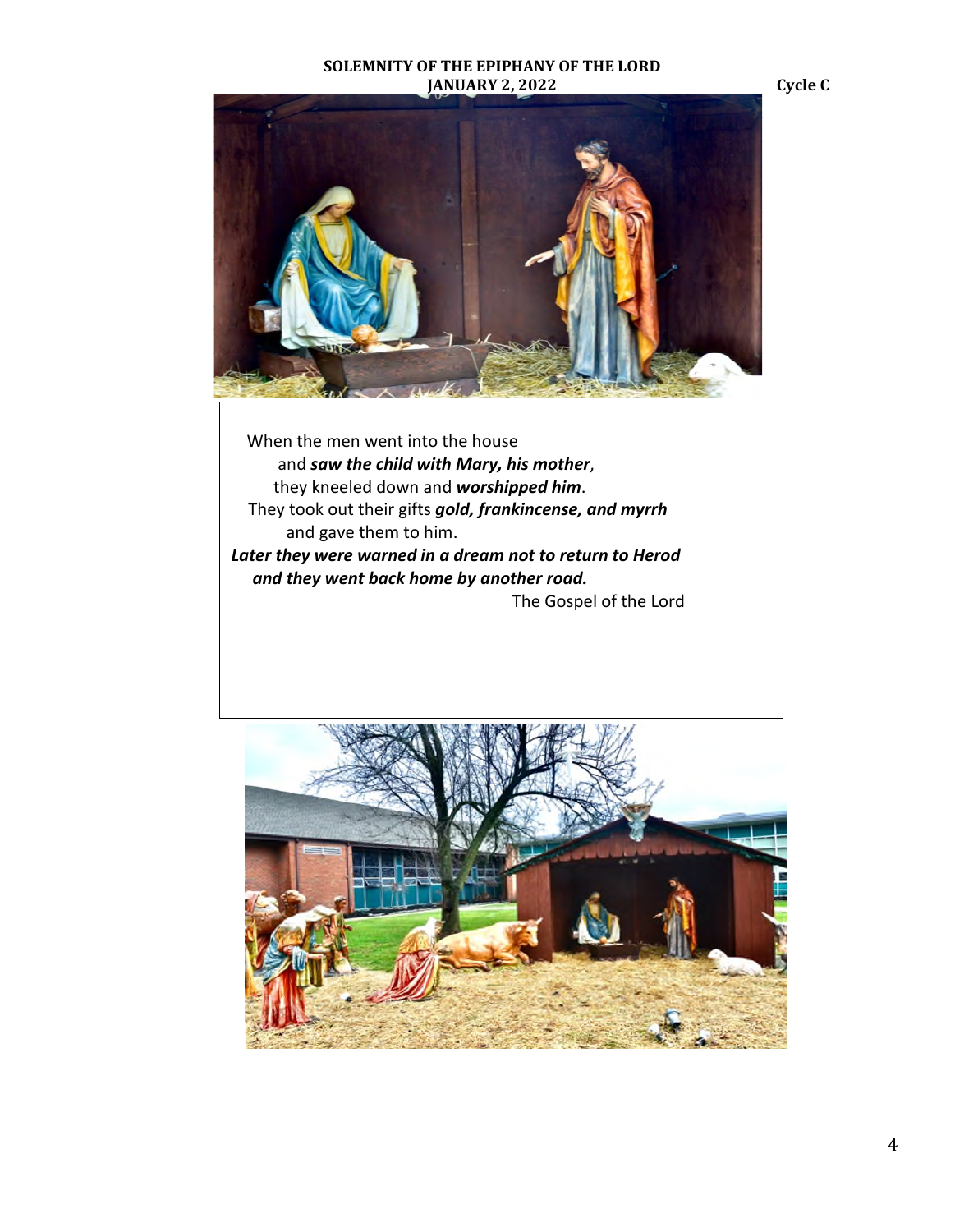**SOLEMNITY OF THE EPIPHANY OF THE LORD**
**JANUARY 2, 2022** **Cycle C**

When the men went into the house
and ***saw the child with Mary, his mother***,
they kneeled down and ***worshipped him***.
They took out their gifts ***gold, frankincense, and myrrh***
and gave them to him.
***Later they were warned in a dream not to return to Herod***
***and they went back home by another road.***
The Gospel of the Lord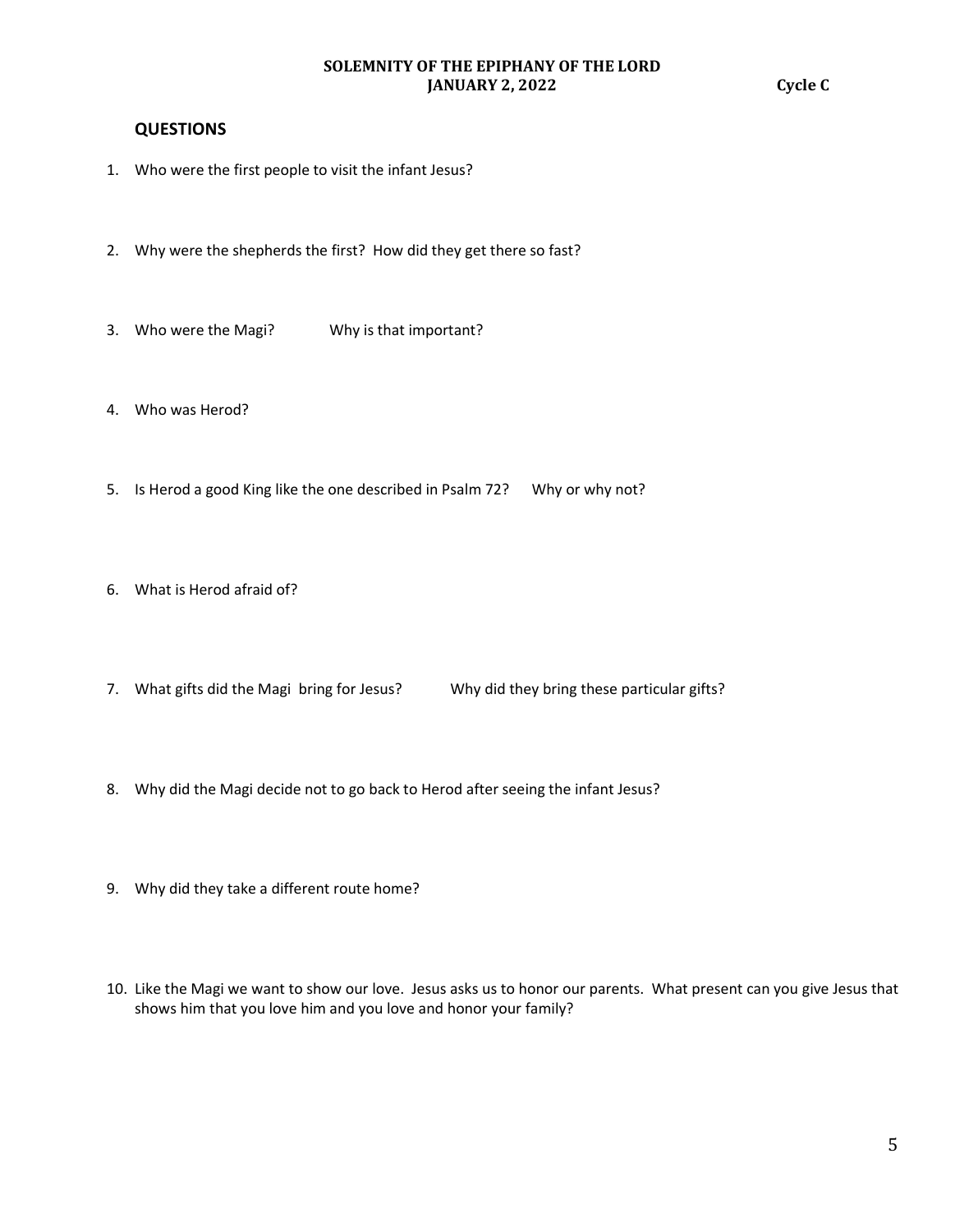**SOLEMNITY OF THE EPIPHANY OF THE LORD**
**JANUARY 2, 2022** **Cycle C**

## QUESTIONS

1. Who were the first people to visit the infant Jesus?

2. Why were the shepherds the first? How did they get there so fast?

3. Who were the Magi? Why is that important?

4. Who was Herod?

5. Is Herod a good King like the one described in Psalm 72? Why or why not?

6. What is Herod afraid of?

7. What gifts did the Magi bring for Jesus? Why did they bring these particular gifts?

8. Why did the Magi decide not to go back to Herod after seeing the infant Jesus?

9. Why did they take a different route home?

10. Like the Magi we want to show our love. Jesus asks us to honor our parents. What present can you give Jesus that shows him that you love him and you love and honor your family?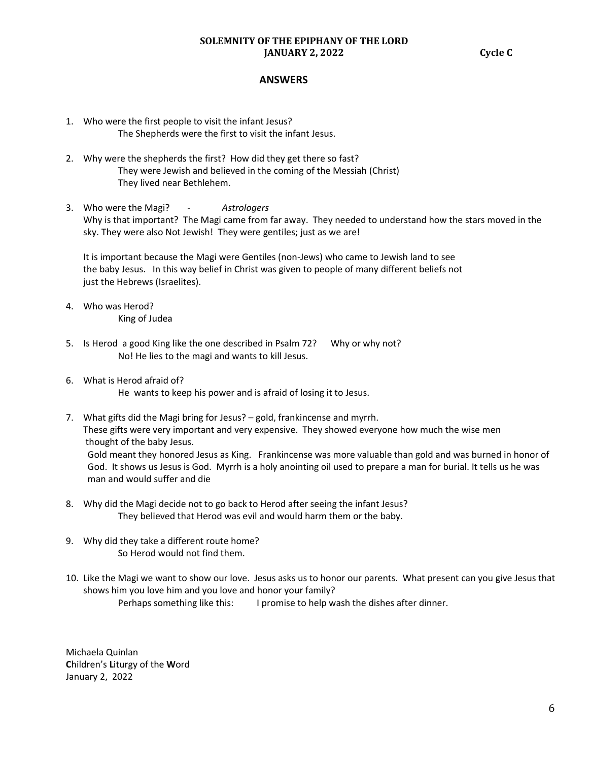**SOLEMNITY OF THE EPIPHANY OF THE LORD**
**JANUARY 2, 2022** **Cycle C**

## ANSWERS

1. Who were the first people to visit the infant Jesus?
   The Shepherds were the first to visit the infant Jesus.

2. Why were the shepherds the first? How did they get there so fast?
   They were Jewish and believed in the coming of the Messiah (Christ)
   They lived near Bethlehem.

3. Who were the Magi? - *Astrologers*
   Why is that important? The Magi came from far away. They needed to understand how the stars moved in the sky. They were also Not Jewish! They were gentiles; just as we are!

   It is important because the Magi were Gentiles (non-Jews) who came to Jewish land to see the baby Jesus. In this way belief in Christ was given to people of many different beliefs not just the Hebrews (Israelites).

4. Who was Herod?
   King of Judea

5. Is Herod a good King like the one described in Psalm 72? Why or why not?
   No! He lies to the magi and wants to kill Jesus.

6. What is Herod afraid of?
   He wants to keep his power and is afraid of losing it to Jesus.

7. What gifts did the Magi bring for Jesus? – gold, frankincense and myrrh.
   These gifts were very important and very expensive. They showed everyone how much the wise men thought of the baby Jesus.
   Gold meant they honored Jesus as King. Frankincense was more valuable than gold and was burned in honor of God. It shows us Jesus is God. Myrrh is a holy anointing oil used to prepare a man for burial. It tells us he was man and would suffer and die

8. Why did the Magi decide not to go back to Herod after seeing the infant Jesus?
   They believed that Herod was evil and would harm them or the baby.

9. Why did they take a different route home?
   So Herod would not find them.

10. Like the Magi we want to show our love. Jesus asks us to honor our parents. What present can you give Jesus that shows him you love him and you love and honor your family?
    Perhaps something like this: I promise to help wash the dishes after dinner.

Michaela Quinlan
**C**hildren's **L**iturgy of the **W**ord
January 2, 2022